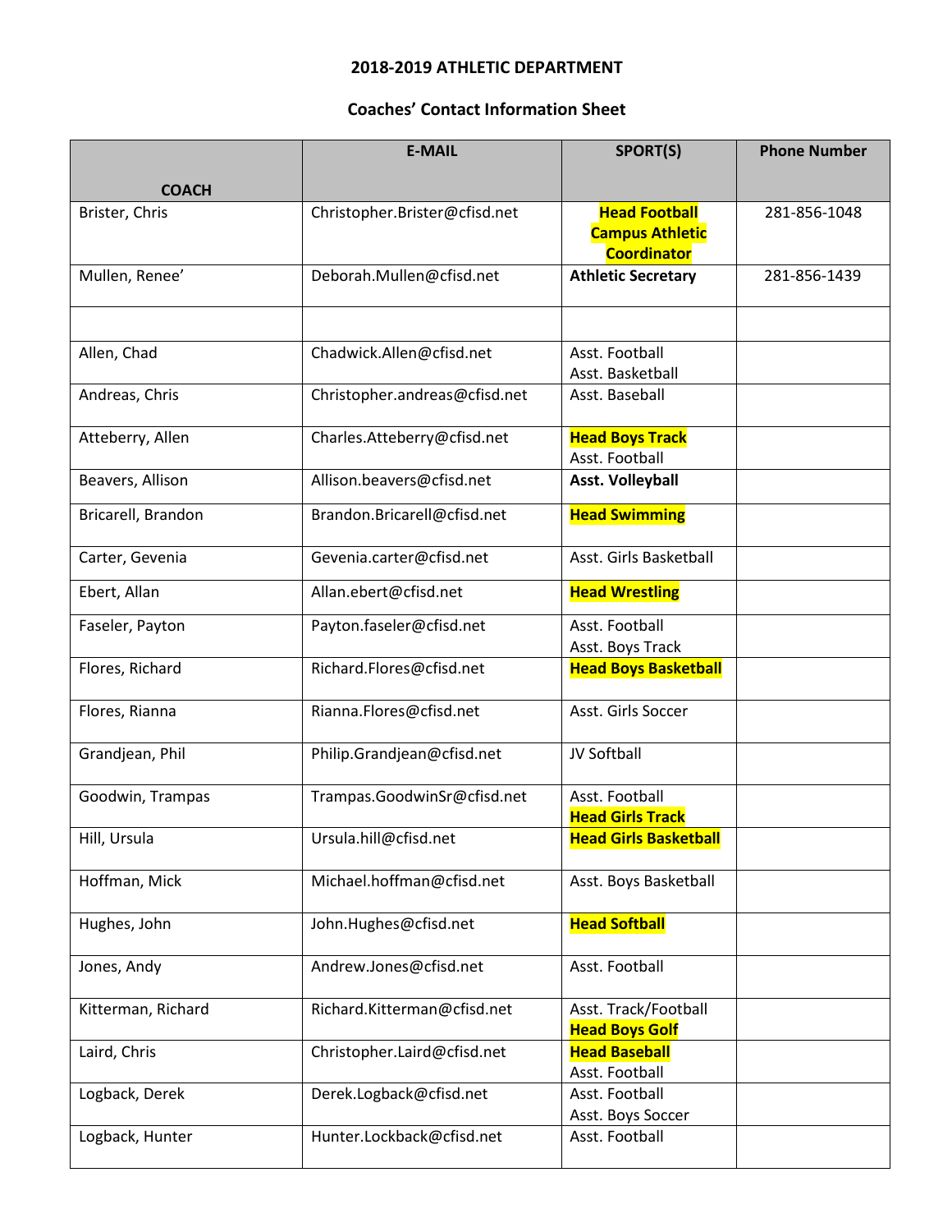**2018-2019 ATHLETIC DEPARTMENT**

**Coaches' Contact Information Sheet**

| COACH | E-MAIL | SPORT(S) | Phone Number |
|---|---|---|---|
| Brister, Chris | Christopher.Brister@cfisd.net | **Head Football Campus Athletic Coordinator** | 281-856-1048 |
| Mullen, Renee' | Deborah.Mullen@cfisd.net | **Athletic Secretary** | 281-856-1439 |
| | | | |
| Allen, Chad | Chadwick.Allen@cfisd.net | Asst. Football<br>Asst. Basketball | |
| Andreas, Chris | Christopher.andreas@cfisd.net | Asst. Baseball | |
| Atteberry, Allen | Charles.Atteberry@cfisd.net | **Head Boys Track**<br>Asst. Football | |
| Beavers, Allison | Allison.beavers@cfisd.net | **Asst. Volleyball** | |
| Bricarell, Brandon | Brandon.Bricarell@cfisd.net | **Head Swimming** | |
| Carter, Gevenia | Gevenia.carter@cfisd.net | Asst. Girls Basketball | |
| Ebert, Allan | Allan.ebert@cfisd.net | **Head Wrestling** | |
| Faseler, Payton | Payton.faseler@cfisd.net | Asst. Football<br>Asst. Boys Track | |
| Flores, Richard | Richard.Flores@cfisd.net | **Head Boys Basketball** | |
| Flores, Rianna | Rianna.Flores@cfisd.net | Asst. Girls Soccer | |
| Grandjean, Phil | Philip.Grandjean@cfisd.net | JV Softball | |
| Goodwin, Trampas | Trampas.GoodwinSr@cfisd.net | Asst. Football<br>**Head Girls Track** | |
| Hill, Ursula | Ursula.hill@cfisd.net | **Head Girls Basketball** | |
| Hoffman, Mick | Michael.hoffman@cfisd.net | Asst. Boys Basketball | |
| Hughes, John | John.Hughes@cfisd.net | **Head Softball** | |
| Jones, Andy | Andrew.Jones@cfisd.net | Asst. Football | |
| Kitterman, Richard | Richard.Kitterman@cfisd.net | Asst. Track/Football<br>**Head Boys Golf** | |
| Laird, Chris | Christopher.Laird@cfisd.net | **Head Baseball**<br>Asst. Football | |
| Logback, Derek | Derek.Logback@cfisd.net | Asst. Football<br>Asst. Boys Soccer | |
| Logback, Hunter | Hunter.Lockback@cfisd.net | Asst. Football | |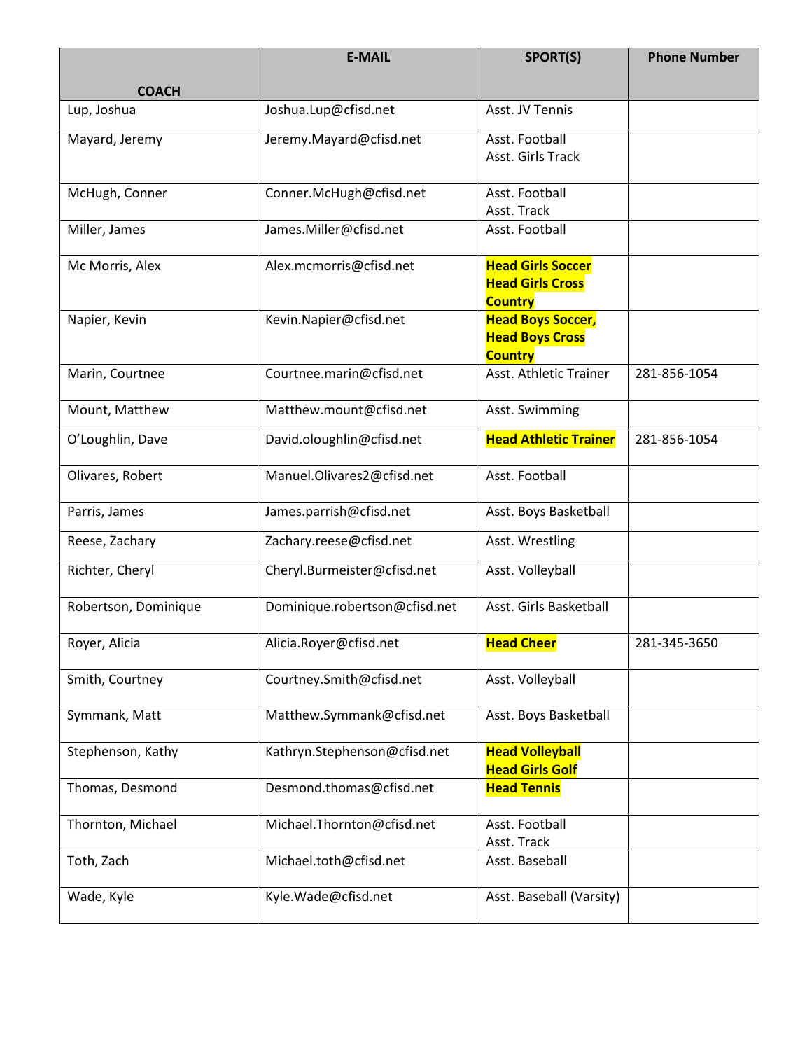| COACH | E-MAIL | SPORT(S) | Phone Number |
|---|---|---|---|
| Lup, Joshua | Joshua.Lup@cfisd.net | Asst. JV Tennis | |
| Mayard, Jeremy | Jeremy.Mayard@cfisd.net | Asst. Football<br>Asst. Girls Track | |
| McHugh, Conner | Conner.McHugh@cfisd.net | Asst. Football<br>Asst. Track | |
| Miller, James | James.Miller@cfisd.net | Asst. Football | |
| Mc Morris, Alex | Alex.mcmorris@cfisd.net | **Head Girls Soccer**<br>**Head Girls Cross Country** | |
| Napier, Kevin | Kevin.Napier@cfisd.net | **Head Boys Soccer,**<br>**Head Boys Cross Country** | |
| Marin, Courtnee | Courtnee.marin@cfisd.net | Asst. Athletic Trainer | 281-856-1054 |
| Mount, Matthew | Matthew.mount@cfisd.net | Asst. Swimming | |
| O'Loughlin, Dave | David.oloughlin@cfisd.net | **Head Athletic Trainer** | 281-856-1054 |
| Olivares, Robert | Manuel.Olivares2@cfisd.net | Asst. Football | |
| Parris, James | James.parrish@cfisd.net | Asst. Boys Basketball | |
| Reese, Zachary | Zachary.reese@cfisd.net | Asst. Wrestling | |
| Richter, Cheryl | Cheryl.Burmeister@cfisd.net | Asst. Volleyball | |
| Robertson, Dominique | Dominique.robertson@cfisd.net | Asst. Girls Basketball | |
| Royer, Alicia | Alicia.Royer@cfisd.net | **Head Cheer** | 281-345-3650 |
| Smith, Courtney | Courtney.Smith@cfisd.net | Asst. Volleyball | |
| Symmank, Matt | Matthew.Symmank@cfisd.net | Asst. Boys Basketball | |
| Stephenson, Kathy | Kathryn.Stephenson@cfisd.net | **Head Volleyball**<br>**Head Girls Golf** | |
| Thomas, Desmond | Desmond.thomas@cfisd.net | **Head Tennis** | |
| Thornton, Michael | Michael.Thornton@cfisd.net | Asst. Football<br>Asst. Track | |
| Toth, Zach | Michael.toth@cfisd.net | Asst. Baseball | |
| Wade, Kyle | Kyle.Wade@cfisd.net | Asst. Baseball (Varsity) | |